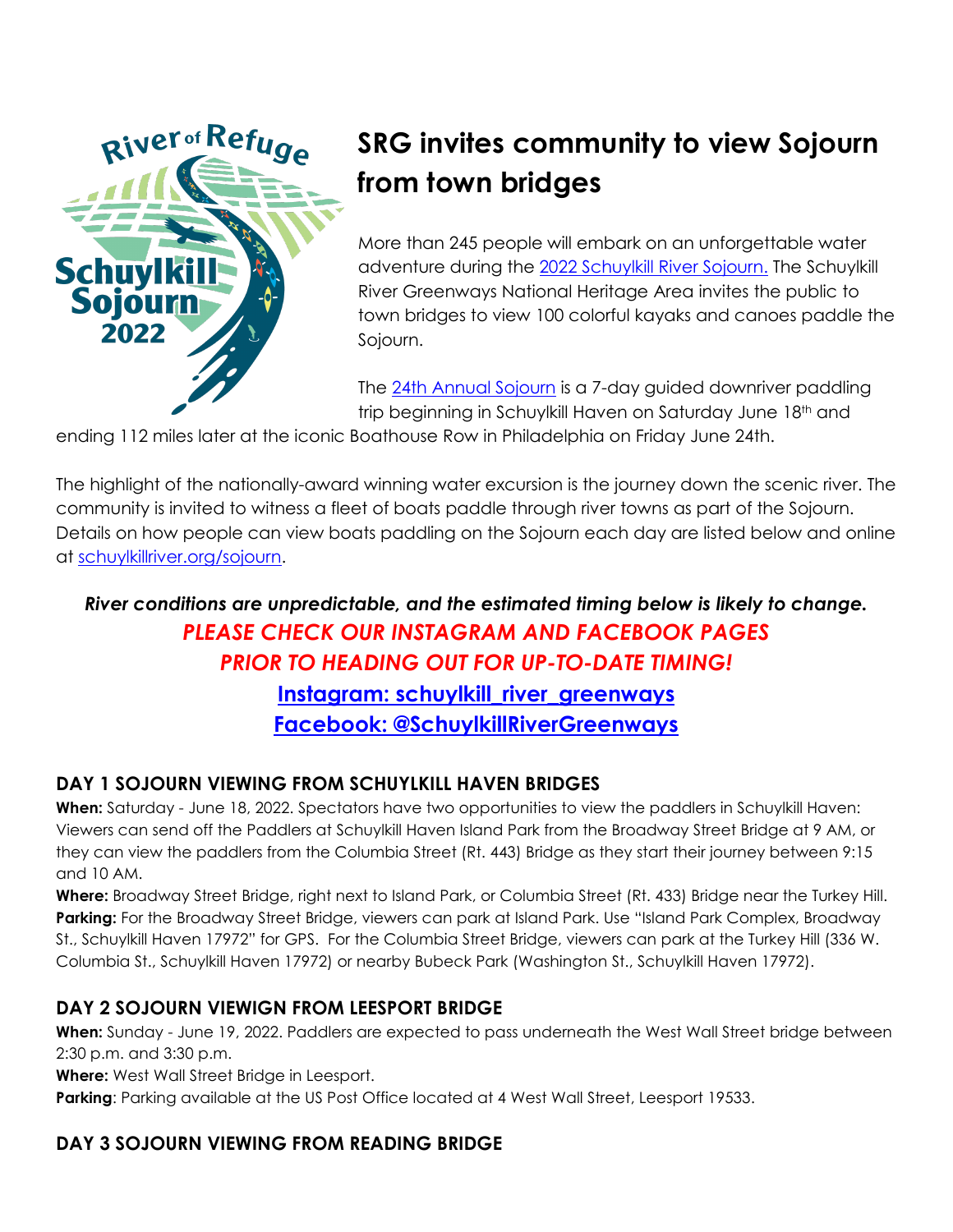River of Refuge
Schuylkill Sojourn 2022

# SRG invites community to view Sojourn from town bridges

More than 245 people will embark on an unforgettable water adventure during the [2022 Schuylkill River Sojourn.](#) The Schuylkill River Greenways National Heritage Area invites the public to town bridges to view 100 colorful kayaks and canoes paddle the Sojourn.

The [24th Annual Sojourn](#) is a 7-day guided downriver paddling trip beginning in Schuylkill Haven on Saturday June 18th and ending 112 miles later at the iconic Boathouse Row in Philadelphia on Friday June 24th.

The highlight of the nationally-award winning water excursion is the journey down the scenic river. The community is invited to witness a fleet of boats paddle through river towns as part of the Sojourn. Details on how people can view boats paddling on the Sojourn each day are listed below and online at [schuylkillriver.org/sojourn](#).

***River conditions are unpredictable, and the estimated timing below is likely to change.***
***PLEASE CHECK OUR INSTAGRAM AND FACEBOOK PAGES PRIOR TO HEADING OUT FOR UP-TO-DATE TIMING!***
**[Instagram: schuylkill_river_greenways](#)**
**[Facebook: @SchuylkillRiverGreenways](#)**

## DAY 1 SOJOURN VIEWING FROM SCHUYLKILL HAVEN BRIDGES

**When:** Saturday - June 18, 2022. Spectators have two opportunities to view the paddlers in Schuylkill Haven: Viewers can send off the Paddlers at Schuylkill Haven Island Park from the Broadway Street Bridge at 9 AM, or they can view the paddlers from the Columbia Street (Rt. 443) Bridge as they start their journey between 9:15 and 10 AM.
**Where:** Broadway Street Bridge, right next to Island Park, or Columbia Street (Rt. 433) Bridge near the Turkey Hill.
**Parking:** For the Broadway Street Bridge, viewers can park at Island Park. Use "Island Park Complex, Broadway St., Schuylkill Haven 17972" for GPS. For the Columbia Street Bridge, viewers can park at the Turkey Hill (336 W. Columbia St., Schuylkill Haven 17972) or nearby Bubeck Park (Washington St., Schuylkill Haven 17972).

## DAY 2 SOJOURN VIEWIGN FROM LEESPORT BRIDGE

**When:** Sunday - June 19, 2022. Paddlers are expected to pass underneath the West Wall Street bridge between 2:30 p.m. and 3:30 p.m.
**Where:** West Wall Street Bridge in Leesport.
**Parking**: Parking available at the US Post Office located at 4 West Wall Street, Leesport 19533.

## DAY 3 SOJOURN VIEWING FROM READING BRIDGE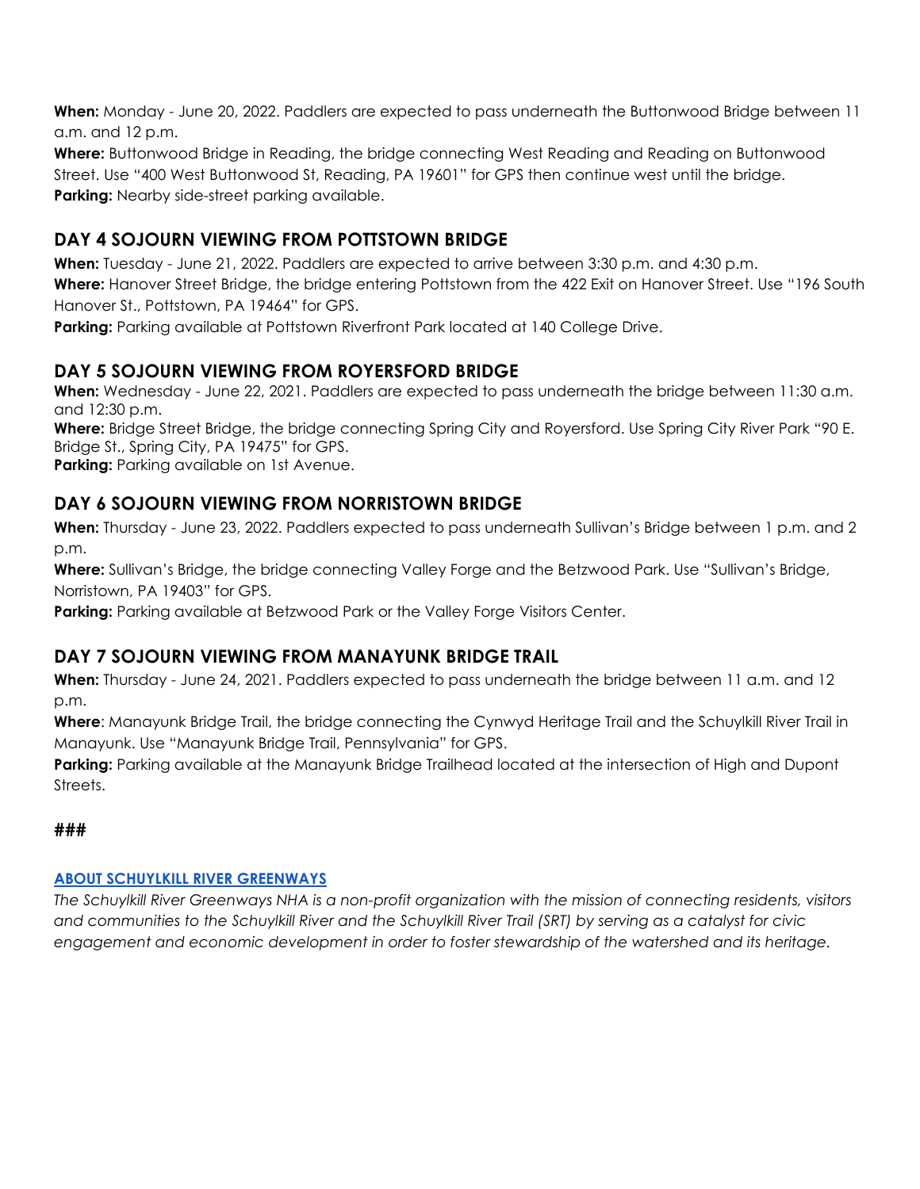**When:** Monday - June 20, 2022. Paddlers are expected to pass underneath the Buttonwood Bridge between 11 a.m. and 12 p.m.
**Where:** Buttonwood Bridge in Reading, the bridge connecting West Reading and Reading on Buttonwood Street. Use "400 West Buttonwood St, Reading, PA 19601" for GPS then continue west until the bridge.
**Parking:** Nearby side-street parking available.

## DAY 4 SOJOURN VIEWING FROM POTTSTOWN BRIDGE

**When:** Tuesday - June 21, 2022. Paddlers are expected to arrive between 3:30 p.m. and 4:30 p.m.
**Where:** Hanover Street Bridge, the bridge entering Pottstown from the 422 Exit on Hanover Street. Use "196 South Hanover St., Pottstown, PA 19464" for GPS.
**Parking:** Parking available at Pottstown Riverfront Park located at 140 College Drive.

## DAY 5 SOJOURN VIEWING FROM ROYERSFORD BRIDGE

**When:** Wednesday - June 22, 2021. Paddlers are expected to pass underneath the bridge between 11:30 a.m. and 12:30 p.m.
**Where:** Bridge Street Bridge, the bridge connecting Spring City and Royersford. Use Spring City River Park "90 E. Bridge St., Spring City, PA 19475" for GPS.
**Parking:** Parking available on 1st Avenue.

## DAY 6 SOJOURN VIEWING FROM NORRISTOWN BRIDGE

**When:** Thursday - June 23, 2022. Paddlers expected to pass underneath Sullivan's Bridge between 1 p.m. and 2 p.m.
**Where:** Sullivan's Bridge, the bridge connecting Valley Forge and the Betzwood Park. Use "Sullivan's Bridge, Norristown, PA 19403" for GPS.
**Parking:** Parking available at Betzwood Park or the Valley Forge Visitors Center.

## DAY 7 SOJOURN VIEWING FROM MANAYUNK BRIDGE TRAIL

**When:** Thursday - June 24, 2021. Paddlers expected to pass underneath the bridge between 11 a.m. and 12 p.m.
**Where**: Manayunk Bridge Trail, the bridge connecting the Cynwyd Heritage Trail and the Schuylkill River Trail in Manayunk. Use "Manayunk Bridge Trail, Pennsylvania" for GPS.
**Parking:** Parking available at the Manayunk Bridge Trailhead located at the intersection of High and Dupont Streets.

**###**

**ABOUT SCHUYLKILL RIVER GREENWAYS**

*The Schuylkill River Greenways NHA is a non-profit organization with the mission of connecting residents, visitors and communities to the Schuylkill River and the Schuylkill River Trail (SRT) by serving as a catalyst for civic engagement and economic development in order to foster stewardship of the watershed and its heritage.*